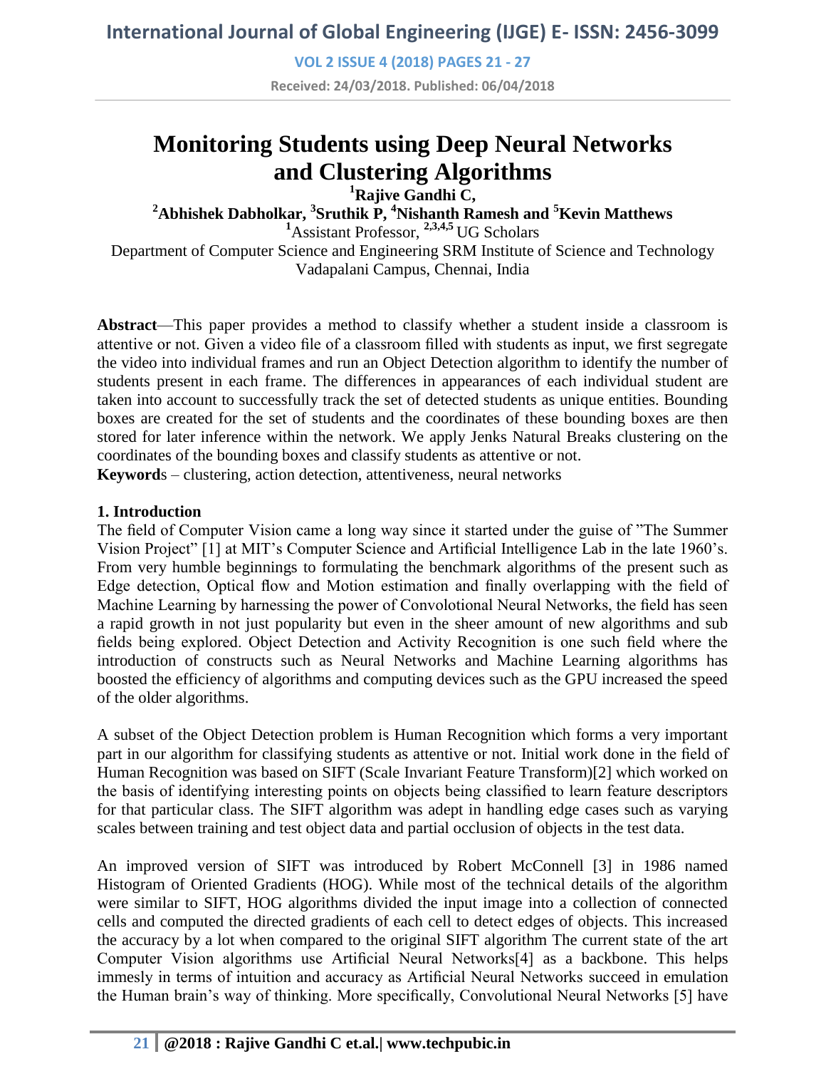# Monitoring Students using Deep Neural Networks and Clustering Algorithms

**[1]Rajive Gandhi C,**
**[2]Abhishek Dabholkar, [3]Sruthik P, [4]Nishanth Ramesh and [5]Kevin Matthews**
[1]Assistant Professor, [2,3,4,5] UG Scholars
Department of Computer Science and Engineering SRM Institute of Science and Technology Vadapalani Campus, Chennai, India

**Abstract**—This paper provides a method to classify whether a student inside a classroom is attentive or not. Given a video file of a classroom filled with students as input, we first segregate the video into individual frames and run an Object Detection algorithm to identify the number of students present in each frame. The differences in appearances of each individual student are taken into account to successfully track the set of detected students as unique entities. Bounding boxes are created for the set of students and the coordinates of these bounding boxes are then stored for later inference within the network. We apply Jenks Natural Breaks clustering on the coordinates of the bounding boxes and classify students as attentive or not.

**Keywords** – clustering, action detection, attentiveness, neural networks

## 1. Introduction

The field of Computer Vision came a long way since it started under the guise of "The Summer Vision Project" [1] at MIT's Computer Science and Artificial Intelligence Lab in the late 1960's. From very humble beginnings to formulating the benchmark algorithms of the present such as Edge detection, Optical flow and Motion estimation and finally overlapping with the field of Machine Learning by harnessing the power of Convolotional Neural Networks, the field has seen a rapid growth in not just popularity but even in the sheer amount of new algorithms and sub fields being explored. Object Detection and Activity Recognition is one such field where the introduction of constructs such as Neural Networks and Machine Learning algorithms has boosted the efficiency of algorithms and computing devices such as the GPU increased the speed of the older algorithms.

A subset of the Object Detection problem is Human Recognition which forms a very important part in our algorithm for classifying students as attentive or not. Initial work done in the field of Human Recognition was based on SIFT (Scale Invariant Feature Transform)[2] which worked on the basis of identifying interesting points on objects being classified to learn feature descriptors for that particular class. The SIFT algorithm was adept in handling edge cases such as varying scales between training and test object data and partial occlusion of objects in the test data.

An improved version of SIFT was introduced by Robert McConnell [3] in 1986 named Histogram of Oriented Gradients (HOG). While most of the technical details of the algorithm were similar to SIFT, HOG algorithms divided the input image into a collection of connected cells and computed the directed gradients of each cell to detect edges of objects. This increased the accuracy by a lot when compared to the original SIFT algorithm The current state of the art Computer Vision algorithms use Artificial Neural Networks[4] as a backbone. This helps immesly in terms of intuition and accuracy as Artificial Neural Networks succeed in emulation the Human brain's way of thinking. More specifically, Convolutional Neural Networks [5] have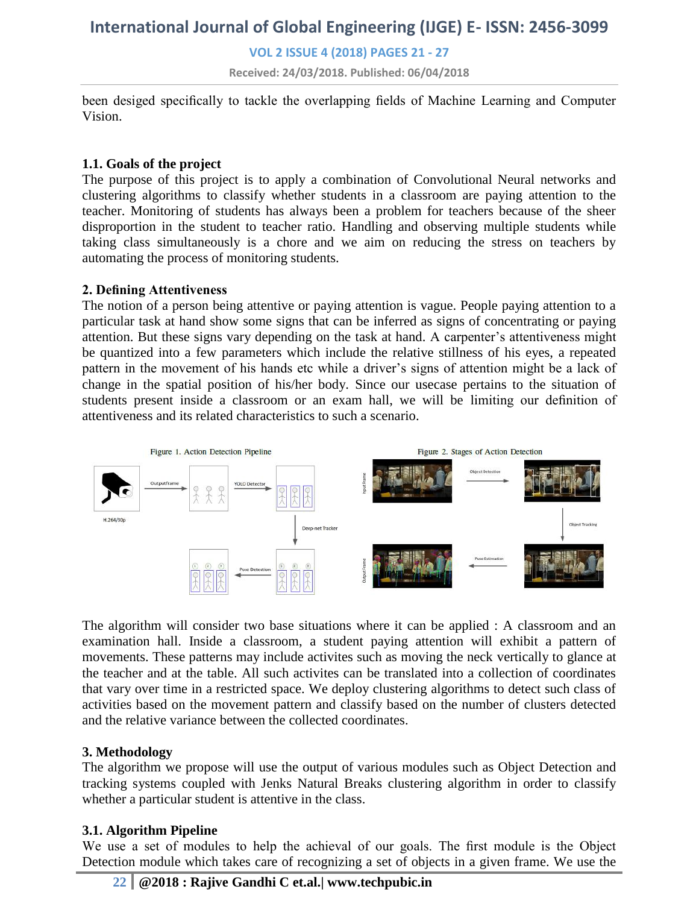been desiged specifically to tackle the overlapping fields of Machine Learning and Computer Vision.

### 1.1. Goals of the project

The purpose of this project is to apply a combination of Convolutional Neural networks and clustering algorithms to classify whether students in a classroom are paying attention to the teacher. Monitoring of students has always been a problem for teachers because of the sheer disproportion in the student to teacher ratio. Handling and observing multiple students while taking class simultaneously is a chore and we aim on reducing the stress on teachers by automating the process of monitoring students.

## 2. Defining Attentiveness

The notion of a person being attentive or paying attention is vague. People paying attention to a particular task at hand show some signs that can be inferred as signs of concentrating or paying attention. But these signs vary depending on the task at hand. A carpenter's attentiveness might be quantized into a few parameters which include the relative stillness of his eyes, a repeated pattern in the movement of his hands etc while a driver's signs of attention might be a lack of change in the spatial position of his/her body. Since our usecase pertains to the situation of students present inside a classroom or an exam hall, we will be limiting our definition of attentiveness and its related characteristics to such a scenario.

Figure 1. Action Detection Pipeline

Figure 2. Stages of Action Detection

The algorithm will consider two base situations where it can be applied : A classroom and an examination hall. Inside a classroom, a student paying attention will exhibit a pattern of movements. These patterns may include activites such as moving the neck vertically to glance at the teacher and at the table. All such activites can be translated into a collection of coordinates that vary over time in a restricted space. We deploy clustering algorithms to detect such class of activities based on the movement pattern and classify based on the number of clusters detected and the relative variance between the collected coordinates.

## 3. Methodology

The algorithm we propose will use the output of various modules such as Object Detection and tracking systems coupled with Jenks Natural Breaks clustering algorithm in order to classify whether a particular student is attentive in the class.

### 3.1. Algorithm Pipeline

We use a set of modules to help the achieval of our goals. The first module is the Object Detection module which takes care of recognizing a set of objects in a given frame. We use the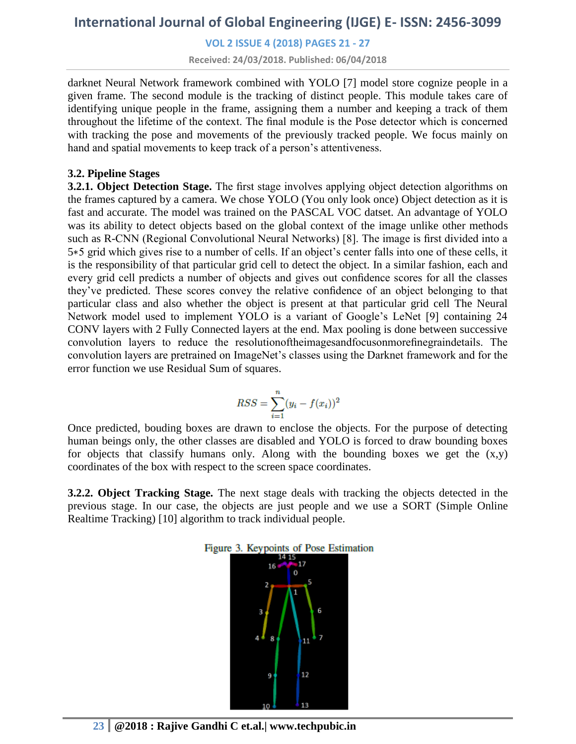darknet Neural Network framework combined with YOLO [7] model store cognize people in a given frame. The second module is the tracking of distinct people. This module takes care of identifying unique people in the frame, assigning them a number and keeping a track of them throughout the lifetime of the context. The final module is the Pose detector which is concerned with tracking the pose and movements of the previously tracked people. We focus mainly on hand and spatial movements to keep track of a person's attentiveness.

### 3.2. Pipeline Stages

**3.2.1. Object Detection Stage.** The first stage involves applying object detection algorithms on the frames captured by a camera. We chose YOLO (You only look once) Object detection as it is fast and accurate. The model was trained on the PASCAL VOC datset. An advantage of YOLO was its ability to detect objects based on the global context of the image unlike other methods such as R-CNN (Regional Convolutional Neural Networks) [8]. The image is first divided into a 5∗5 grid which gives rise to a number of cells. If an object's center falls into one of these cells, it is the responsibility of that particular grid cell to detect the object. In a similar fashion, each and every grid cell predicts a number of objects and gives out confidence scores for all the classes they've predicted. These scores convey the relative confidence of an object belonging to that particular class and also whether the object is present at that particular grid cell The Neural Network model used to implement YOLO is a variant of Google's LeNet [9] containing 24 CONV layers with 2 Fully Connected layers at the end. Max pooling is done between successive convolution layers to reduce the resolutionoftheimagesandfocusonmorefinegraindetails. The convolution layers are pretrained on ImageNet's classes using the Darknet framework and for the error function we use Residual Sum of squares.

$$RSS = \sum_{i=1}^{n}(y_i - f(x_i))^2$$

Once predicted, bouding boxes are drawn to enclose the objects. For the purpose of detecting human beings only, the other classes are disabled and YOLO is forced to draw bounding boxes for objects that classify humans only. Along with the bounding boxes we get the (x,y) coordinates of the box with respect to the screen space coordinates.

**3.2.2. Object Tracking Stage.** The next stage deals with tracking the objects detected in the previous stage. In our case, the objects are just people and we use a SORT (Simple Online Realtime Tracking) [10] algorithm to track individual people.

Figure 3. Keypoints of Pose Estimation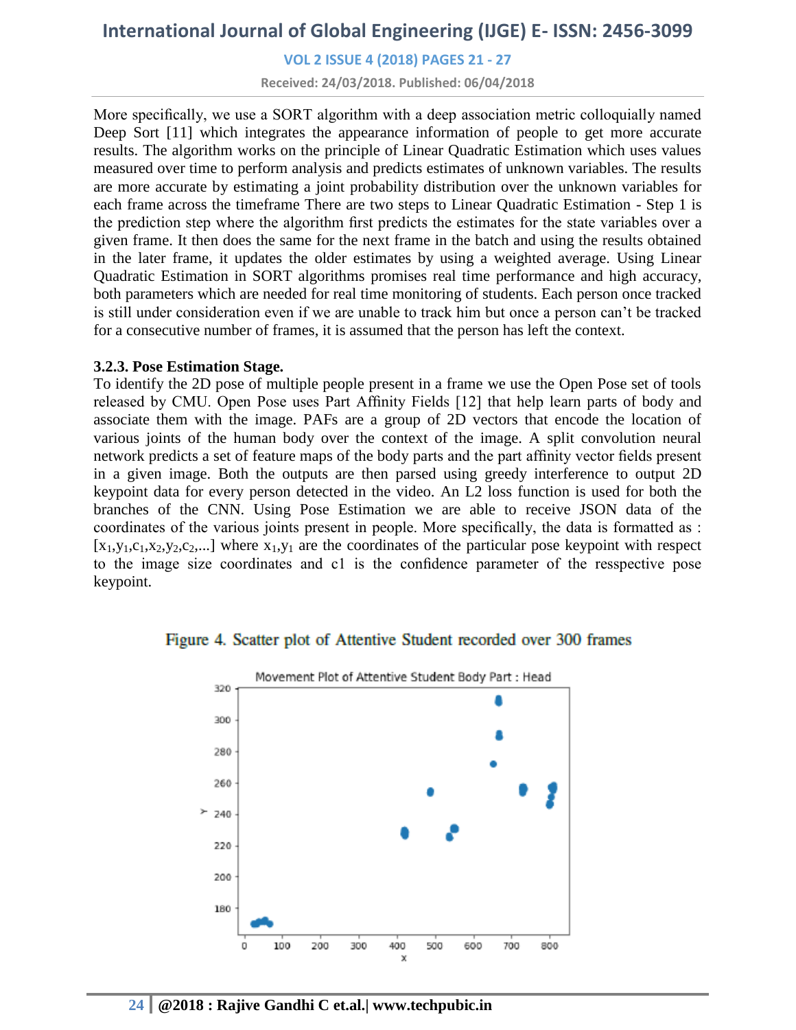More specifically, we use a SORT algorithm with a deep association metric colloquially named Deep Sort [11] which integrates the appearance information of people to get more accurate results. The algorithm works on the principle of Linear Quadratic Estimation which uses values measured over time to perform analysis and predicts estimates of unknown variables. The results are more accurate by estimating a joint probability distribution over the unknown variables for each frame across the timeframe There are two steps to Linear Quadratic Estimation - Step 1 is the prediction step where the algorithm first predicts the estimates for the state variables over a given frame. It then does the same for the next frame in the batch and using the results obtained in the later frame, it updates the older estimates by using a weighted average. Using Linear Quadratic Estimation in SORT algorithms promises real time performance and high accuracy, both parameters which are needed for real time monitoring of students. Each person once tracked is still under consideration even if we are unable to track him but once a person can't be tracked for a consecutive number of frames, it is assumed that the person has left the context.

### 3.2.3. Pose Estimation Stage.

To identify the 2D pose of multiple people present in a frame we use the Open Pose set of tools released by CMU. Open Pose uses Part Affinity Fields [12] that help learn parts of body and associate them with the image. PAFs are a group of 2D vectors that encode the location of various joints of the human body over the context of the image. A split convolution neural network predicts a set of feature maps of the body parts and the part affinity vector fields present in a given image. Both the outputs are then parsed using greedy interference to output 2D keypoint data for every person detected in the video. An L2 loss function is used for both the branches of the CNN. Using Pose Estimation we are able to receive JSON data of the coordinates of the various joints present in people. More specifically, the data is formatted as : $[x_1,y_1,c_1,x_2,y_2,c_2,...]$ where $x_1,y_1$ are the coordinates of the particular pose keypoint with respect to the image size coordinates and c1 is the confidence parameter of the resspective pose keypoint.

Figure 4. Scatter plot of Attentive Student recorded over 300 frames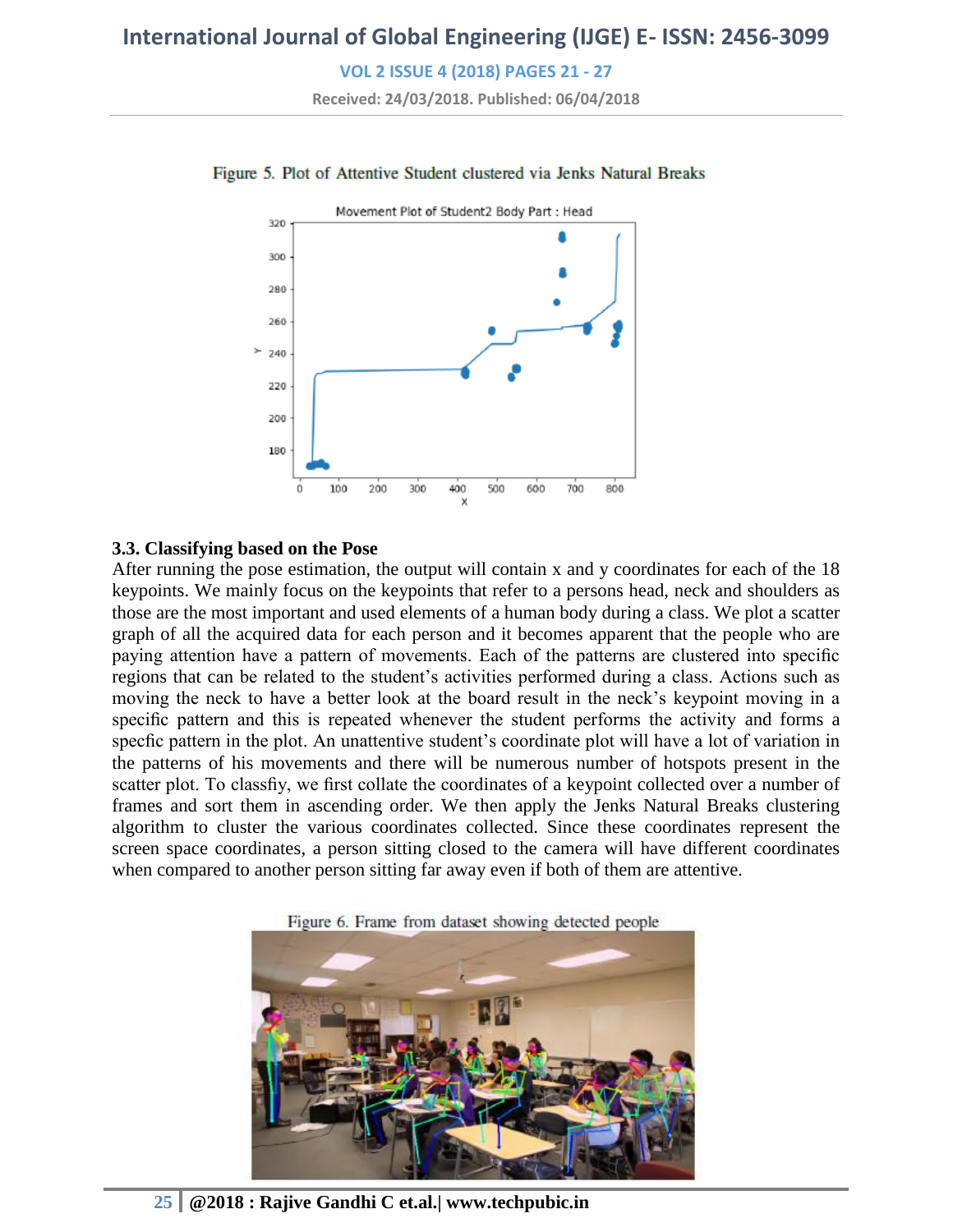Figure 5. Plot of Attentive Student clustered via Jenks Natural Breaks

### 3.3. Classifying based on the Pose

After running the pose estimation, the output will contain x and y coordinates for each of the 18 keypoints. We mainly focus on the keypoints that refer to a persons head, neck and shoulders as those are the most important and used elements of a human body during a class. We plot a scatter graph of all the acquired data for each person and it becomes apparent that the people who are paying attention have a pattern of movements. Each of the patterns are clustered into specific regions that can be related to the student's activities performed during a class. Actions such as moving the neck to have a better look at the board result in the neck's keypoint moving in a specific pattern and this is repeated whenever the student performs the activity and forms a specfic pattern in the plot. An unattentive student's coordinate plot will have a lot of variation in the patterns of his movements and there will be numerous number of hotspots present in the scatter plot. To classfiy, we first collate the coordinates of a keypoint collected over a number of frames and sort them in ascending order. We then apply the Jenks Natural Breaks clustering algorithm to cluster the various coordinates collected. Since these coordinates represent the screen space coordinates, a person sitting closed to the camera will have different coordinates when compared to another person sitting far away even if both of them are attentive.

Figure 6. Frame from dataset showing detected people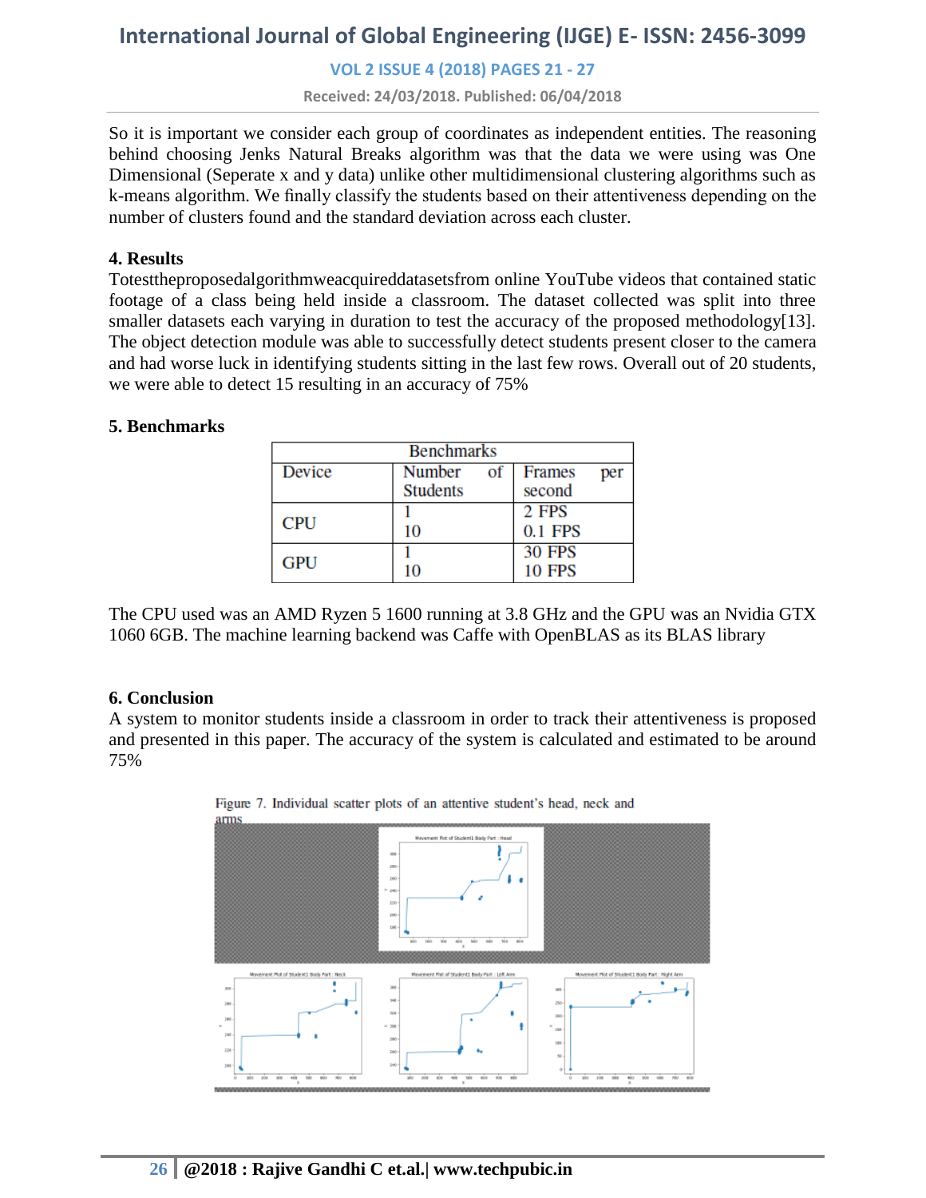So it is important we consider each group of coordinates as independent entities. The reasoning behind choosing Jenks Natural Breaks algorithm was that the data we were using was One Dimensional (Seperate x and y data) unlike other multidimensional clustering algorithms such as k-means algorithm. We finally classify the students based on their attentiveness depending on the number of clusters found and the standard deviation across each cluster.

**4. Results**

Totesttheproposedalgorithmweacquireddatasetsfrom online YouTube videos that contained static footage of a class being held inside a classroom. The dataset collected was split into three smaller datasets each varying in duration to test the accuracy of the proposed methodology[13]. The object detection module was able to successfully detect students present closer to the camera and had worse luck in identifying students sitting in the last few rows. Overall out of 20 students, we were able to detect 15 resulting in an accuracy of 75%

**5. Benchmarks**

| Benchmarks | | |
|---|---|---|
| Device | Number of Students | Frames per second |
| CPU | 1<br>10 | 2 FPS<br>0.1 FPS |
| GPU | 1<br>10 | 30 FPS<br>10 FPS |

The CPU used was an AMD Ryzen 5 1600 running at 3.8 GHz and the GPU was an Nvidia GTX 1060 6GB. The machine learning backend was Caffe with OpenBLAS as its BLAS library

**6. Conclusion**

A system to monitor students inside a classroom in order to track their attentiveness is proposed and presented in this paper. The accuracy of the system is calculated and estimated to be around 75%

Figure 7. Individual scatter plots of an attentive student's head, neck and arms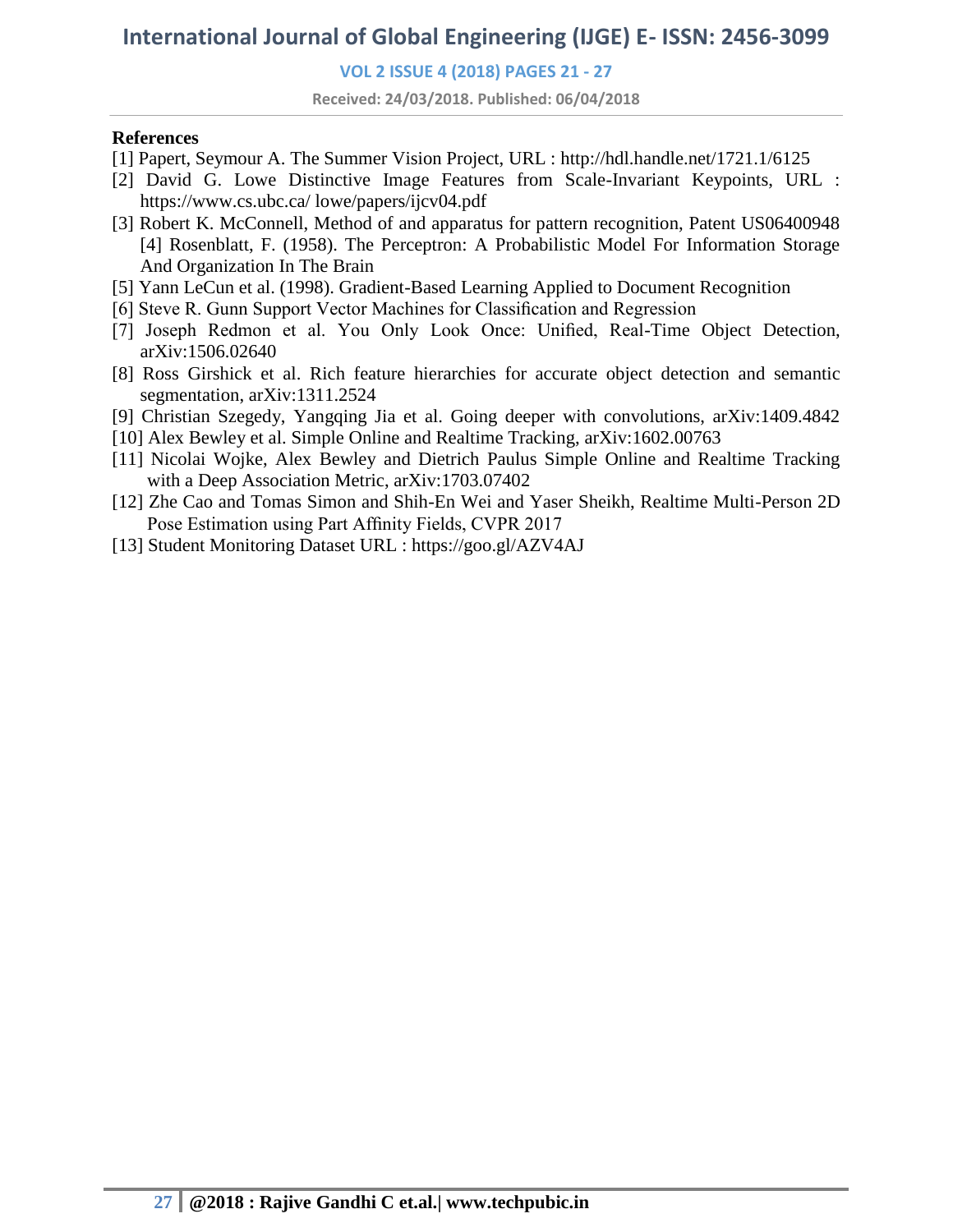**References**

[1] Papert, Seymour A. The Summer Vision Project, URL : http://hdl.handle.net/1721.1/6125

[2] David G. Lowe Distinctive Image Features from Scale-Invariant Keypoints, URL : https://www.cs.ubc.ca/ lowe/papers/ijcv04.pdf

[3] Robert K. McConnell, Method of and apparatus for pattern recognition, Patent US06400948

[4] Rosenblatt, F. (1958). The Perceptron: A Probabilistic Model For Information Storage And Organization In The Brain

[5] Yann LeCun et al. (1998). Gradient-Based Learning Applied to Document Recognition

[6] Steve R. Gunn Support Vector Machines for Classification and Regression

[7] Joseph Redmon et al. You Only Look Once: Unified, Real-Time Object Detection, arXiv:1506.02640

[8] Ross Girshick et al. Rich feature hierarchies for accurate object detection and semantic segmentation, arXiv:1311.2524

[9] Christian Szegedy, Yangqing Jia et al. Going deeper with convolutions, arXiv:1409.4842

[10] Alex Bewley et al. Simple Online and Realtime Tracking, arXiv:1602.00763

[11] Nicolai Wojke, Alex Bewley and Dietrich Paulus Simple Online and Realtime Tracking with a Deep Association Metric, arXiv:1703.07402

[12] Zhe Cao and Tomas Simon and Shih-En Wei and Yaser Sheikh, Realtime Multi-Person 2D Pose Estimation using Part Affinity Fields, CVPR 2017

[13] Student Monitoring Dataset URL : https://goo.gl/AZV4AJ